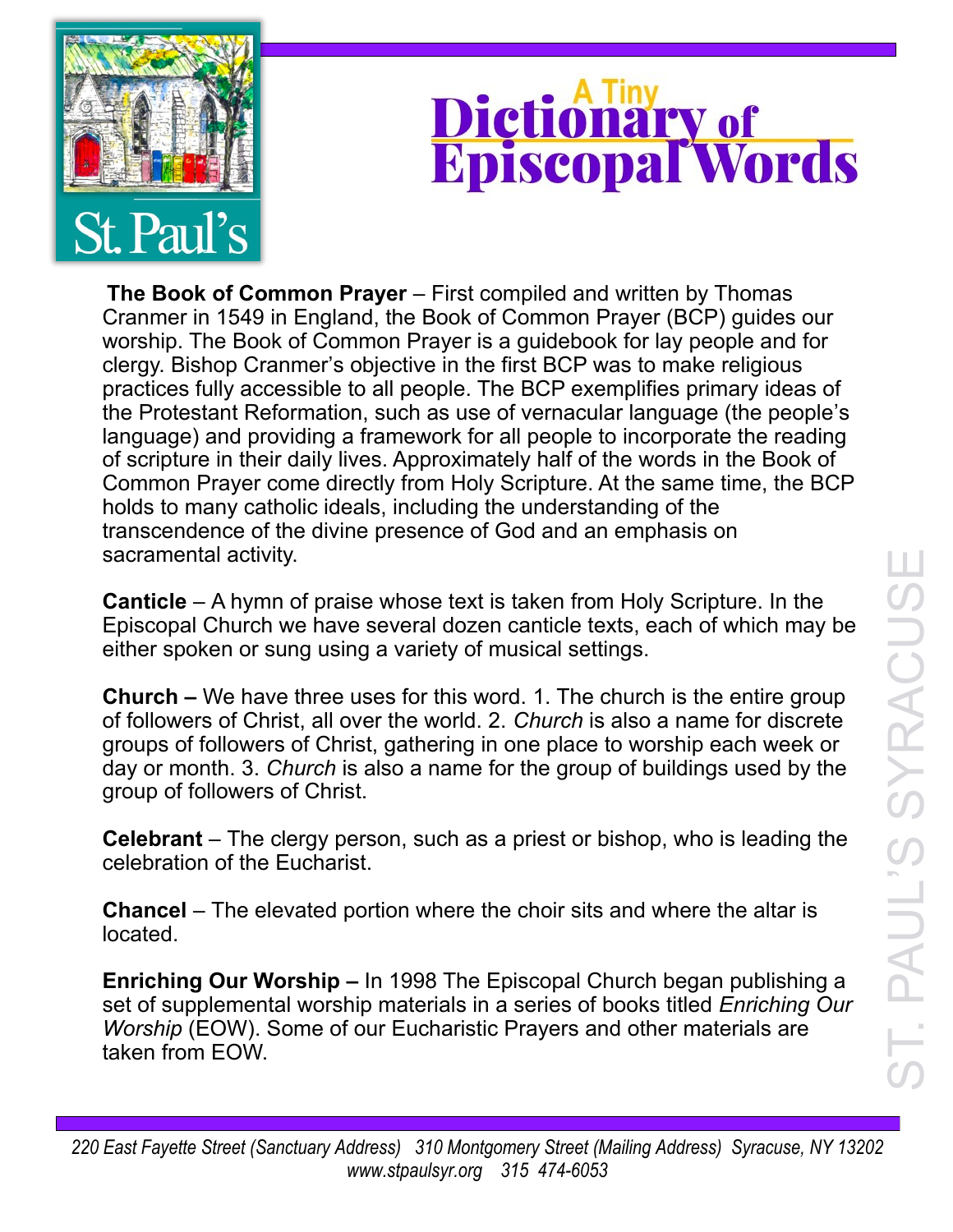# A Tiny Dictionary of Episcopal Words

**The Book of Common Prayer** – First compiled and written by Thomas Cranmer in 1549 in England, the Book of Common Prayer (BCP) guides our worship. The Book of Common Prayer is a guidebook for lay people and for clergy. Bishop Cranmer's objective in the first BCP was to make religious practices fully accessible to all people. The BCP exemplifies primary ideas of the Protestant Reformation, such as use of vernacular language (the people's language) and providing a framework for all people to incorporate the reading of scripture in their daily lives. Approximately half of the words in the Book of Common Prayer come directly from Holy Scripture. At the same time, the BCP holds to many catholic ideals, including the understanding of the transcendence of the divine presence of God and an emphasis on sacramental activity.

**Canticle** – A hymn of praise whose text is taken from Holy Scripture. In the Episcopal Church we have several dozen canticle texts, each of which may be either spoken or sung using a variety of musical settings.

**Church –** We have three uses for this word. 1. The church is the entire group of followers of Christ, all over the world. 2. *Church* is also a name for discrete groups of followers of Christ, gathering in one place to worship each week or day or month. 3. *Church* is also a name for the group of buildings used by the group of followers of Christ.

**Celebrant** – The clergy person, such as a priest or bishop, who is leading the celebration of the Eucharist.

**Chancel** – The elevated portion where the choir sits and where the altar is located.

**Enriching Our Worship –** In 1998 The Episcopal Church began publishing a set of supplemental worship materials in a series of books titled *Enriching Our Worship* (EOW). Some of our Eucharistic Prayers and other materials are taken from EOW.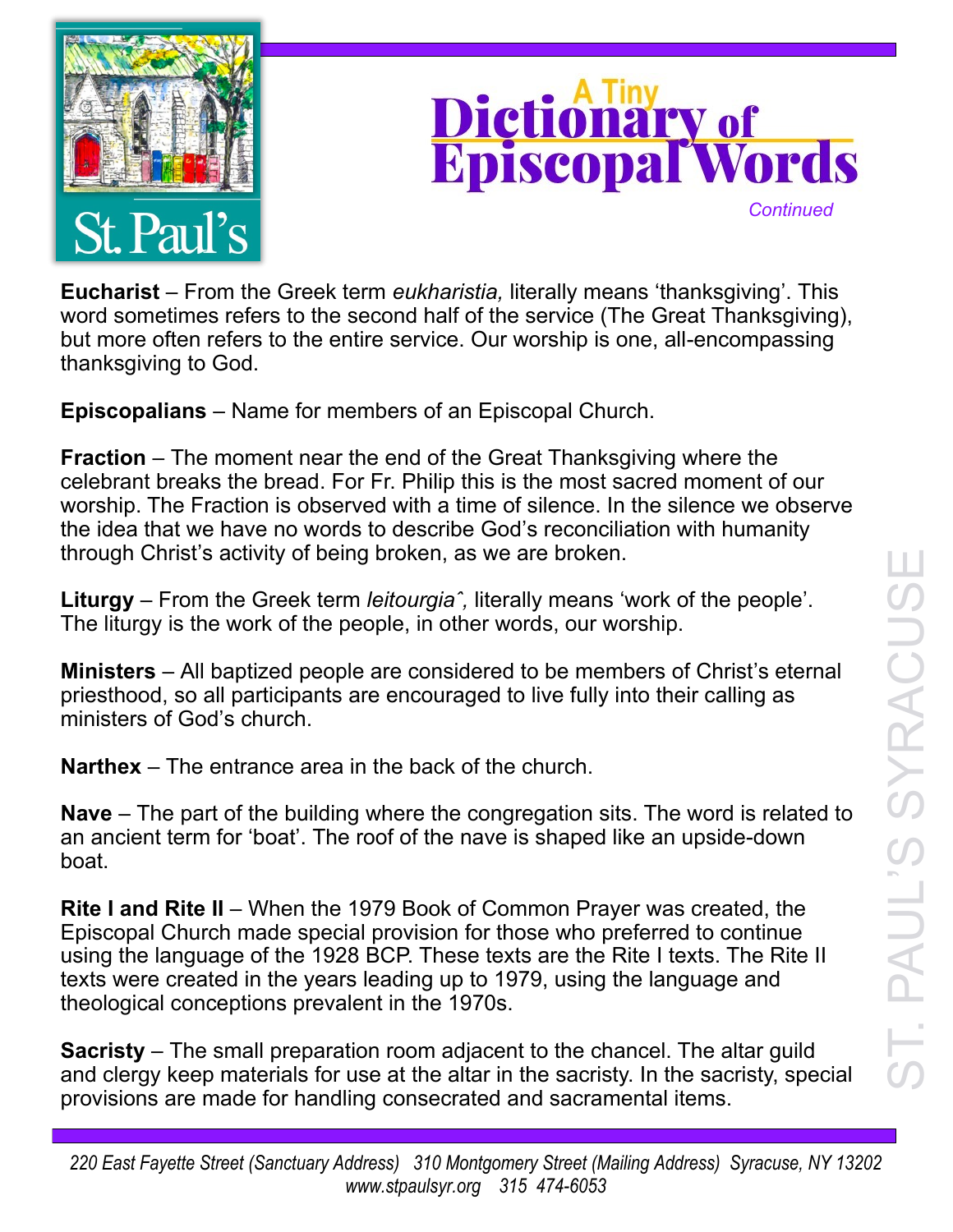# A Tiny Dictionary of Episcopal Words

*Continued*

**Eucharist** – From the Greek term *eukharistia,* literally means 'thanksgiving'. This word sometimes refers to the second half of the service (The Great Thanksgiving), but more often refers to the entire service. Our worship is one, all-encompassing thanksgiving to God.

**Episcopalians** – Name for members of an Episcopal Church.

**Fraction** – The moment near the end of the Great Thanksgiving where the celebrant breaks the bread. For Fr. Philip this is the most sacred moment of our worship. The Fraction is observed with a time of silence. In the silence we observe the idea that we have no words to describe God's reconciliation with humanity through Christ's activity of being broken, as we are broken.

**Liturgy** – From the Greek term *leitourgiaˆ,* literally means 'work of the people'. The liturgy is the work of the people, in other words, our worship.

**Ministers** – All baptized people are considered to be members of Christ's eternal priesthood, so all participants are encouraged to live fully into their calling as ministers of God's church.

**Narthex** – The entrance area in the back of the church.

**Nave** – The part of the building where the congregation sits. The word is related to an ancient term for 'boat'. The roof of the nave is shaped like an upside-down boat.

**Rite I and Rite II** – When the 1979 Book of Common Prayer was created, the Episcopal Church made special provision for those who preferred to continue using the language of the 1928 BCP. These texts are the Rite I texts. The Rite II texts were created in the years leading up to 1979, using the language and theological conceptions prevalent in the 1970s.

**Sacristy** – The small preparation room adjacent to the chancel. The altar guild and clergy keep materials for use at the altar in the sacristy. In the sacristy, special provisions are made for handling consecrated and sacramental items.

*220 East Fayette Street (Sanctuary Address) 310 Montgomery Street (Mailing Address) Syracuse, NY 13202*
*www.stpaulsyr.org 315 474-6053*